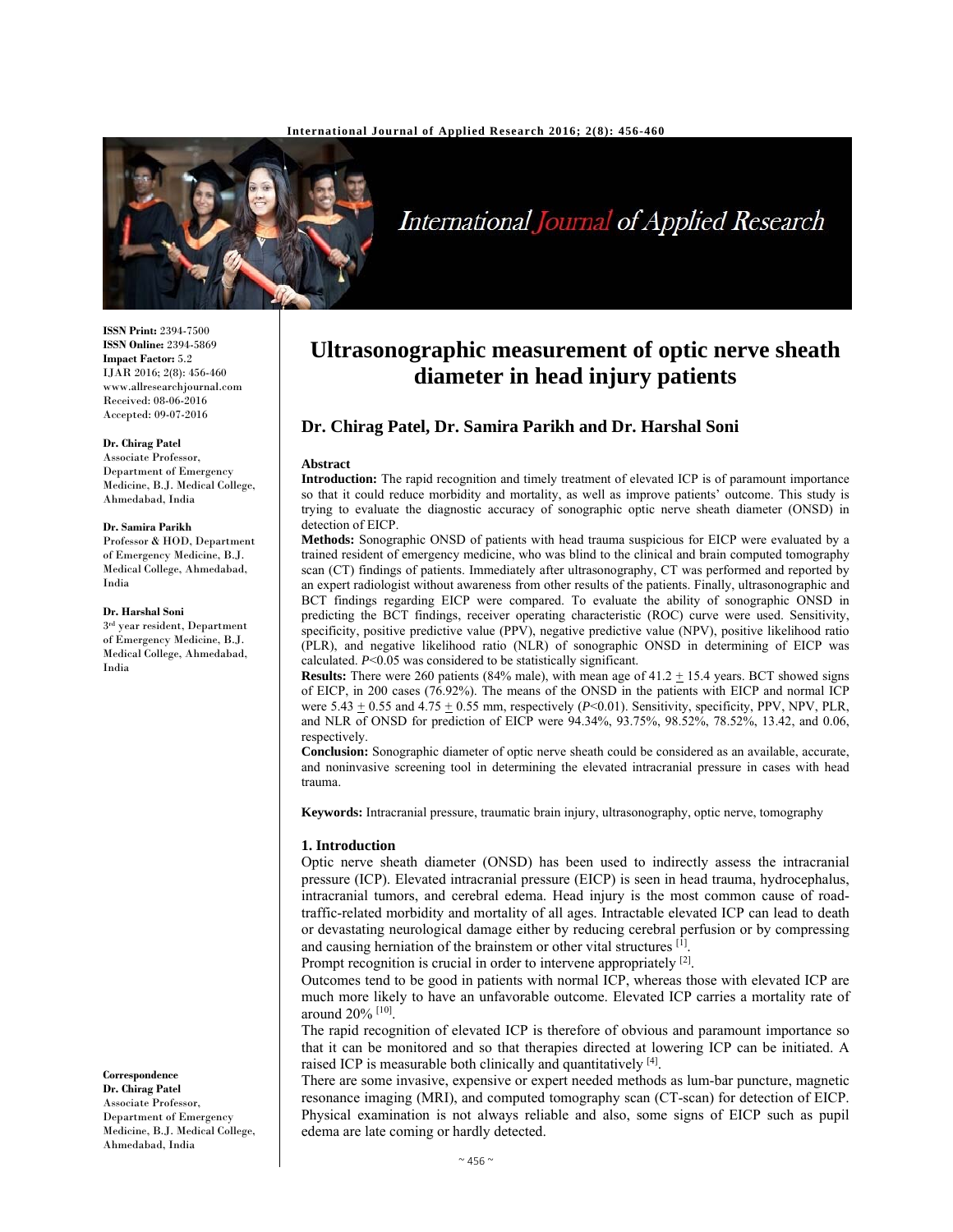# Ultrasonographic measurement of optic nerve sheath diameter in head injury patients

## Dr. Chirag Patel, Dr. Samira Parikh and Dr. Harshal Soni

**ISSN Print:** 2394-7500
**ISSN Online:** 2394-5869
**Impact Factor:** 5.2
IJAR 2016; 2(8): 456-460
www.allresearchjournal.com
Received: 08-06-2016
Accepted: 09-07-2016

**Dr. Chirag Patel**
Associate Professor, Department of Emergency Medicine, B.J. Medical College, Ahmedabad, India

**Dr. Samira Parikh**
Professor & HOD, Department of Emergency Medicine, B.J. Medical College, Ahmedabad, India

**Dr. Harshal Soni**
3rd year resident, Department of Emergency Medicine, B.J. Medical College, Ahmedabad, India

**Correspondence**
**Dr. Chirag Patel**
Associate Professor, Department of Emergency Medicine, B.J. Medical College, Ahmedabad, India

### Abstract

**Introduction:** The rapid recognition and timely treatment of elevated ICP is of paramount importance so that it could reduce morbidity and mortality, as well as improve patients' outcome. This study is trying to evaluate the diagnostic accuracy of sonographic optic nerve sheath diameter (ONSD) in detection of EICP.

**Methods:** Sonographic ONSD of patients with head trauma suspicious for EICP were evaluated by a trained resident of emergency medicine, who was blind to the clinical and brain computed tomography scan (CT) findings of patients. Immediately after ultrasonography, CT was performed and reported by an expert radiologist without awareness from other results of the patients. Finally, ultrasonographic and BCT findings regarding EICP were compared. To evaluate the ability of sonographic ONSD in predicting the BCT findings, receiver operating characteristic (ROC) curve were used. Sensitivity, specificity, positive predictive value (PPV), negative predictive value (NPV), positive likelihood ratio (PLR), and negative likelihood ratio (NLR) of sonographic ONSD in determining of EICP was calculated. $P<0.05$ was considered to be statistically significant.

**Results:** There were 260 patients (84% male), with mean age of $41.2 \pm 15.4$ years. BCT showed signs of EICP, in 200 cases (76.92%). The means of the ONSD in the patients with EICP and normal ICP were $5.43 \pm 0.55$ and $4.75 \pm 0.55$ mm, respectively ($P<0.01$). Sensitivity, specificity, PPV, NPV, PLR, and NLR of ONSD for prediction of EICP were 94.34%, 93.75%, 98.52%, 78.52%, 13.42, and 0.06, respectively.

**Conclusion:** Sonographic diameter of optic nerve sheath could be considered as an available, accurate, and noninvasive screening tool in determining the elevated intracranial pressure in cases with head trauma.

**Keywords:** Intracranial pressure, traumatic brain injury, ultrasonography, optic nerve, tomography

### 1. Introduction

Optic nerve sheath diameter (ONSD) has been used to indirectly assess the intracranial pressure (ICP). Elevated intracranial pressure (EICP) is seen in head trauma, hydrocephalus, intracranial tumors, and cerebral edema. Head injury is the most common cause of road-traffic-related morbidity and mortality of all ages. Intractable elevated ICP can lead to death or devastating neurological damage either by reducing cerebral perfusion or by compressing and causing herniation of the brainstem or other vital structures [1].

Prompt recognition is crucial in order to intervene appropriately [2].

Outcomes tend to be good in patients with normal ICP, whereas those with elevated ICP are much more likely to have an unfavorable outcome. Elevated ICP carries a mortality rate of around 20% [10].

The rapid recognition of elevated ICP is therefore of obvious and paramount importance so that it can be monitored and so that therapies directed at lowering ICP can be initiated. A raised ICP is measurable both clinically and quantitatively [4].

There are some invasive, expensive or expert needed methods as lum-bar puncture, magnetic resonance imaging (MRI), and computed tomography scan (CT-scan) for detection of EICP. Physical examination is not always reliable and also, some signs of EICP such as pupil edema are late coming or hardly detected.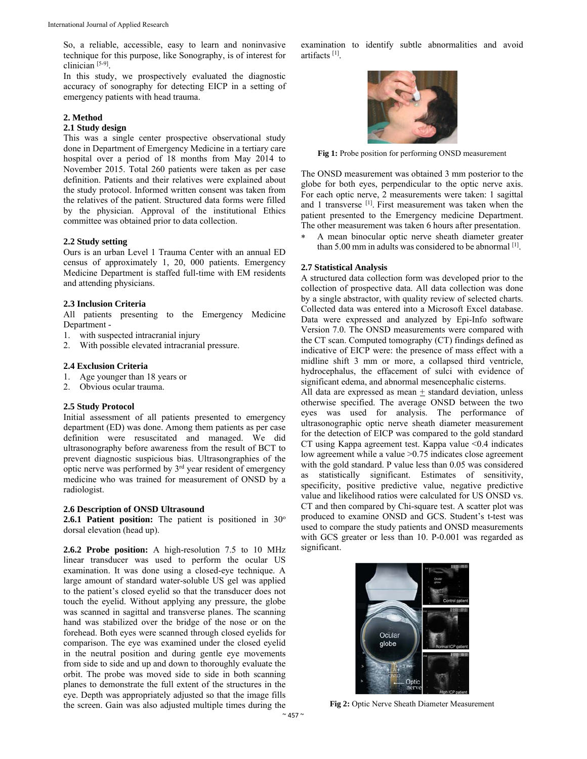So, a reliable, accessible, easy to learn and noninvasive technique for this purpose, like Sonography, is of interest for clinician [5-9].

In this study, we prospectively evaluated the diagnostic accuracy of sonography for detecting EICP in a setting of emergency patients with head trauma.

## 2. Method

### 2.1 Study design

This was a single center prospective observational study done in Department of Emergency Medicine in a tertiary care hospital over a period of 18 months from May 2014 to November 2015. Total 260 patients were taken as per case definition. Patients and their relatives were explained about the study protocol. Informed written consent was taken from the relatives of the patient. Structured data forms were filled by the physician. Approval of the institutional Ethics committee was obtained prior to data collection.

### 2.2 Study setting

Ours is an urban Level 1 Trauma Center with an annual ED census of approximately 1, 20, 000 patients. Emergency Medicine Department is staffed full-time with EM residents and attending physicians.

### 2.3 Inclusion Criteria

All patients presenting to the Emergency Medicine Department -

1. with suspected intracranial injury
2. With possible elevated intracranial pressure.

### 2.4 Exclusion Criteria

1. Age younger than 18 years or
2. Obvious ocular trauma.

### 2.5 Study Protocol

Initial assessment of all patients presented to emergency department (ED) was done. Among them patients as per case definition were resuscitated and managed. We did ultrasonography before awareness from the result of BCT to prevent diagnostic suspicious bias. Ultrasongraphies of the optic nerve was performed by 3rd year resident of emergency medicine who was trained for measurement of ONSD by a radiologist.

### 2.6 Description of ONSD Ultrasound

**2.6.1 Patient position:** The patient is positioned in 30$^{o}$ dorsal elevation (head up).

**2.6.2 Probe position:** A high-resolution 7.5 to 10 MHz linear transducer was used to perform the ocular US examination. It was done using a closed-eye technique. A large amount of standard water-soluble US gel was applied to the patient's closed eyelid so that the transducer does not touch the eyelid. Without applying any pressure, the globe was scanned in sagittal and transverse planes. The scanning hand was stabilized over the bridge of the nose or on the forehead. Both eyes were scanned through closed eyelids for comparison. The eye was examined under the closed eyelid in the neutral position and during gentle eye movements from side to side and up and down to thoroughly evaluate the orbit. The probe was moved side to side in both scanning planes to demonstrate the full extent of the structures in the eye. Depth was appropriately adjusted so that the image fills the screen. Gain was also adjusted multiple times during the examination to identify subtle abnormalities and avoid artifacts [1].

**Fig 1:** Probe position for performing ONSD measurement

The ONSD measurement was obtained 3 mm posterior to the globe for both eyes, perpendicular to the optic nerve axis. For each optic nerve, 2 measurements were taken: 1 sagittal and 1 transverse [1]. First measurement was taken when the patient presented to the Emergency medicine Department. The other measurement was taken 6 hours after presentation.

* A mean binocular optic nerve sheath diameter greater than 5.00 mm in adults was considered to be abnormal [1].

### 2.7 Statistical Analysis

A structured data collection form was developed prior to the collection of prospective data. All data collection was done by a single abstractor, with quality review of selected charts. Collected data was entered into a Microsoft Excel database. Data were expressed and analyzed by Epi-Info software Version 7.0. The ONSD measurements were compared with the CT scan. Computed tomography (CT) findings defined as indicative of EICP were: the presence of mass effect with a midline shift 3 mm or more, a collapsed third ventricle, hydrocephalus, the effacement of sulci with evidence of significant edema, and abnormal mesencephalic cisterns.

All data are expressed as mean $\pm$ standard deviation, unless otherwise specified. The average ONSD between the two eyes was used for analysis. The performance of ultrasonographic optic nerve sheath diameter measurement for the detection of EICP was compared to the gold standard CT using Kappa agreement test. Kappa value <0.4 indicates low agreement while a value >0.75 indicates close agreement with the gold standard. P value less than 0.05 was considered as statistically significant. Estimates of sensitivity, specificity, positive predictive value, negative predictive value and likelihood ratios were calculated for US ONSD vs. CT and then compared by Chi-square test. A scatter plot was produced to examine ONSD and GCS. Student's t-test was used to compare the study patients and ONSD measurements with GCS greater or less than 10. P-0.001 was regarded as significant.

**Fig 2:** Optic Nerve Sheath Diameter Measurement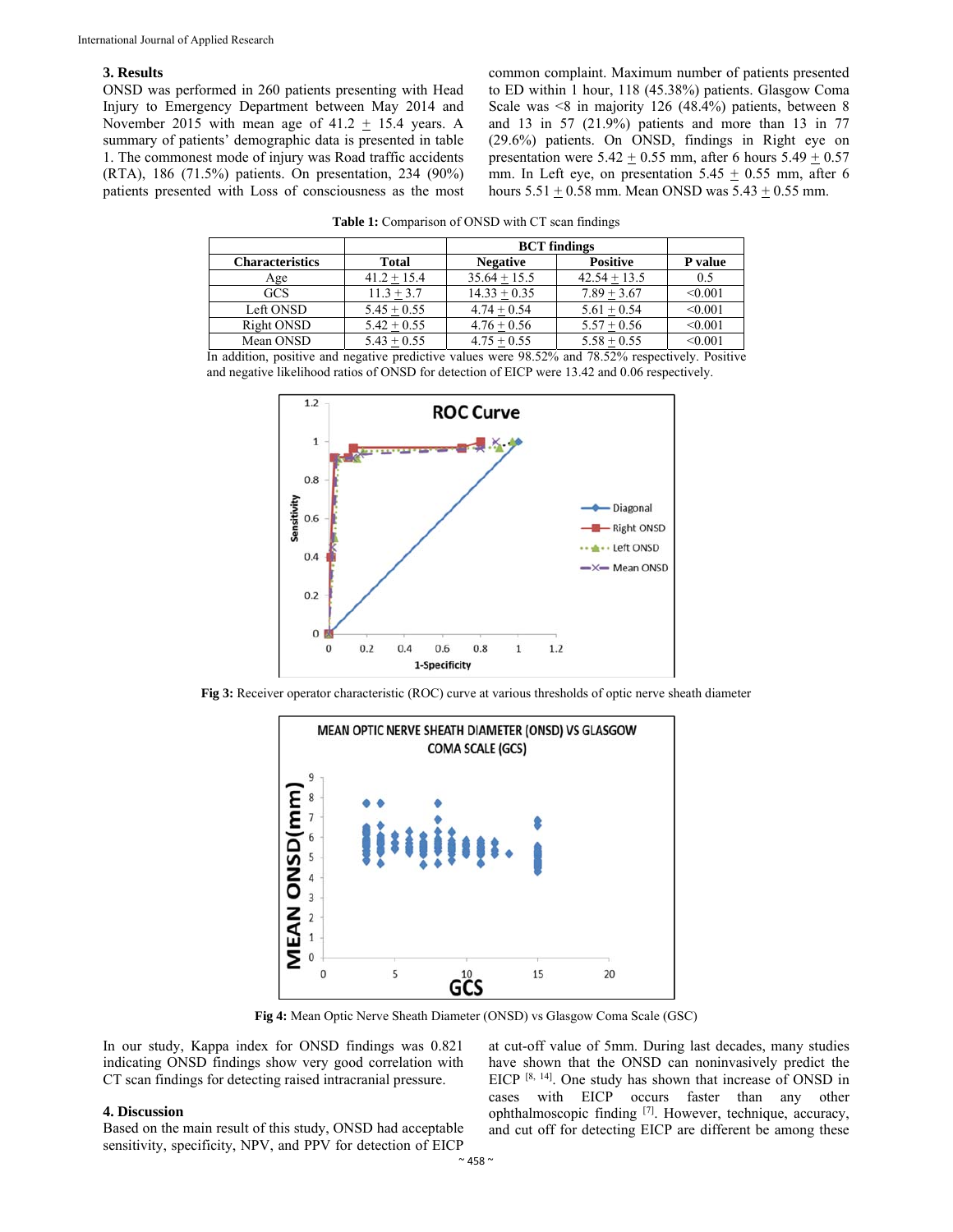### 3. Results

ONSD was performed in 260 patients presenting with Head Injury to Emergency Department between May 2014 and November 2015 with mean age of 41.2 ± 15.4 years. A summary of patients' demographic data is presented in table 1. The commonest mode of injury was Road traffic accidents (RTA), 186 (71.5%) patients. On presentation, 234 (90%) patients presented with Loss of consciousness as the most common complaint. Maximum number of patients presented to ED within 1 hour, 118 (45.38%) patients. Glasgow Coma Scale was <8 in majority 126 (48.4%) patients, between 8 and 13 in 57 (21.9%) patients and more than 13 in 77 (29.6%) patients. On ONSD, findings in Right eye on presentation were 5.42 ± 0.55 mm, after 6 hours 5.49 ± 0.57 mm. In Left eye, on presentation 5.45 ± 0.55 mm, after 6 hours 5.51 ± 0.58 mm. Mean ONSD was 5.43 ± 0.55 mm.

**Table 1:** Comparison of ONSD with CT scan findings

| | | BCT findings | | |
|---|---|---|---|---|
| Characteristics | Total | Negative | Positive | P value |
| Age | 41.2 ± 15.4 | 35.64 ± 15.5 | 42.54 ± 13.5 | 0.5 |
| GCS | 11.3 ± 3.7 | 14.33 ± 0.35 | 7.89 ± 3.67 | <0.001 |
| Left ONSD | 5.45 ± 0.55 | 4.74 ± 0.54 | 5.61 ± 0.54 | <0.001 |
| Right ONSD | 5.42 ± 0.55 | 4.76 ± 0.56 | 5.57 ± 0.56 | <0.001 |
| Mean ONSD | 5.43 ± 0.55 | 4.75 ± 0.55 | 5.58 ± 0.55 | <0.001 |

In addition, positive and negative predictive values were 98.52% and 78.52% respectively. Positive and negative likelihood ratios of ONSD for detection of EICP were 13.42 and 0.06 respectively.

**Fig 3:** Receiver operator characteristic (ROC) curve at various thresholds of optic nerve sheath diameter

**Fig 4:** Mean Optic Nerve Sheath Diameter (ONSD) vs Glasgow Coma Scale (GSC)

In our study, Kappa index for ONSD findings was 0.821 indicating ONSD findings show very good correlation with CT scan findings for detecting raised intracranial pressure.

### 4. Discussion

Based on the main result of this study, ONSD had acceptable sensitivity, specificity, NPV, and PPV for detection of EICP at cut-off value of 5mm. During last decades, many studies have shown that the ONSD can noninvasively predict the EICP [8, 14]. One study has shown that increase of ONSD in cases with EICP occurs faster than any other ophthalmoscopic finding [7]. However, technique, accuracy, and cut off for detecting EICP are different be among these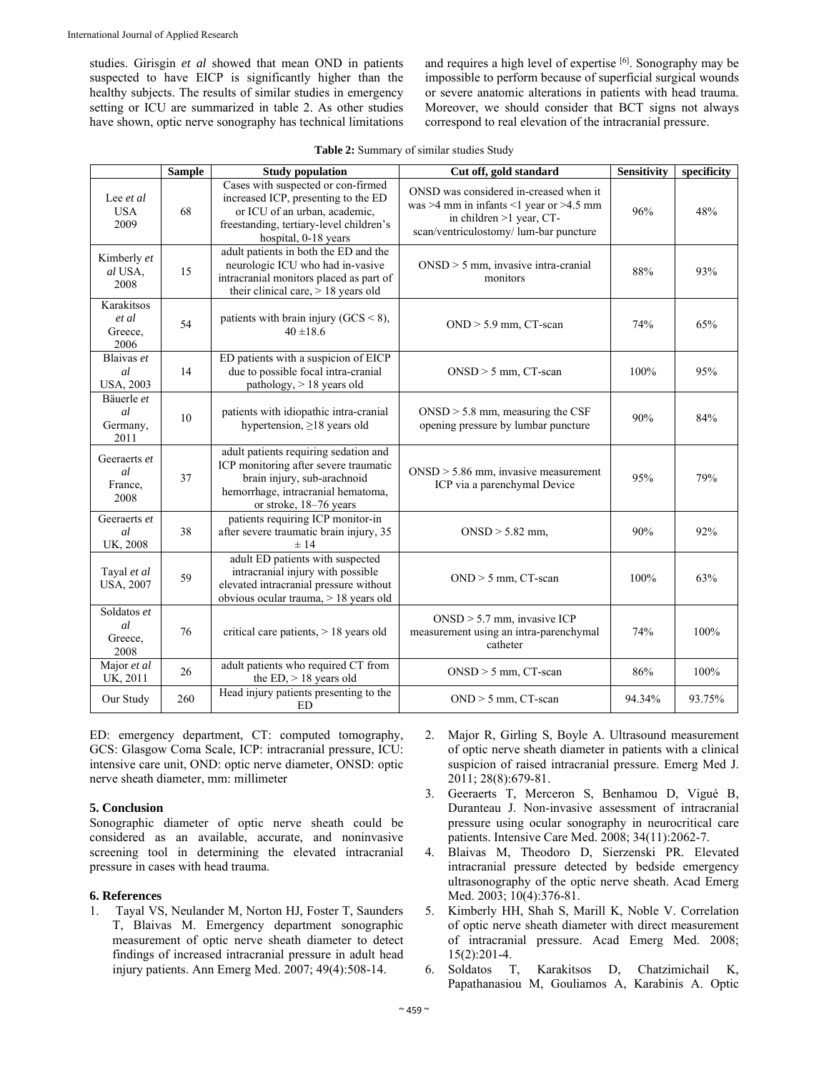studies. Girisgin *et al* showed that mean OND in patients suspected to have EICP is significantly higher than the healthy subjects. The results of similar studies in emergency setting or ICU are summarized in table 2. As other studies have shown, optic nerve sonography has technical limitations and requires a high level of expertise [6]. Sonography may be impossible to perform because of superficial surgical wounds or severe anatomic alterations in patients with head trauma. Moreover, we should consider that BCT signs not always correspond to real elevation of the intracranial pressure.

**Table 2:** Summary of similar studies Study

| | Sample | Study population | Cut off, gold standard | Sensitivity | specificity |
|---|---|---|---|---|---|
| Lee *et al* USA 2009 | 68 | Cases with suspected or con-firmed increased ICP, presenting to the ED or ICU of an urban, academic, freestanding, tertiary-level children's hospital, 0-18 years | ONSD was considered in-creased when it was >4 mm in infants <1 year or >4.5 mm in children >1 year, CT-scan/ventriculostomy/ lum-bar puncture | 96% | 48% |
| Kimberly *et al* USA, 2008 | 15 | adult patients in both the ED and the neurologic ICU who had in-vasive intracranial monitors placed as part of their clinical care, > 18 years old | ONSD > 5 mm, invasive intra-cranial monitors | 88% | 93% |
| Karakitsos *et al* Greece, 2006 | 54 | patients with brain injury (GCS < 8), 40 ±18.6 | OND > 5.9 mm, CT-scan | 74% | 65% |
| Blaivas *et al* USA, 2003 | 14 | ED patients with a suspicion of EICP due to possible focal intra-cranial pathology, > 18 years old | ONSD > 5 mm, CT-scan | 100% | 95% |
| Bäuerle *et al* Germany, 2011 | 10 | patients with idiopathic intra-cranial hypertension, ≥18 years old | ONSD > 5.8 mm, measuring the CSF opening pressure by lumbar puncture | 90% | 84% |
| Geeraerts *et al* France, 2008 | 37 | adult patients requiring sedation and ICP monitoring after severe traumatic brain injury, sub-arachnoid hemorrhage, intracranial hematoma, or stroke, 18–76 years | ONSD > 5.86 mm, invasive measurement ICP via a parenchymal Device | 95% | 79% |
| Geeraerts *et al* UK, 2008 | 38 | patients requiring ICP monitor-in after severe traumatic brain injury, 35 ± 14 | ONSD > 5.82 mm, | 90% | 92% |
| Tayal *et al* USA, 2007 | 59 | adult ED patients with suspected intracranial injury with possible elevated intracranial pressure without obvious ocular trauma, > 18 years old | OND > 5 mm, CT-scan | 100% | 63% |
| Soldatos *et al* Greece, 2008 | 76 | critical care patients, > 18 years old | ONSD > 5.7 mm, invasive ICP measurement using an intra-parenchymal catheter | 74% | 100% |
| Major *et al* UK, 2011 | 26 | adult patients who required CT from the ED, > 18 years old | ONSD > 5 mm, CT-scan | 86% | 100% |
| Our Study | 260 | Head injury patients presenting to the ED | OND > 5 mm, CT-scan | 94.34% | 93.75% |

ED: emergency department, CT: computed tomography, GCS: Glasgow Coma Scale, ICP: intracranial pressure, ICU: intensive care unit, OND: optic nerve diameter, ONSD: optic nerve sheath diameter, mm: millimeter

## 5. Conclusion

Sonographic diameter of optic nerve sheath could be considered as an available, accurate, and noninvasive screening tool in determining the elevated intracranial pressure in cases with head trauma.

## 6. References

1. Tayal VS, Neulander M, Norton HJ, Foster T, Saunders T, Blaivas M. Emergency department sonographic measurement of optic nerve sheath diameter to detect findings of increased intracranial pressure in adult head injury patients. Ann Emerg Med. 2007; 49(4):508-14.
2. Major R, Girling S, Boyle A. Ultrasound measurement of optic nerve sheath diameter in patients with a clinical suspicion of raised intracranial pressure. Emerg Med J. 2011; 28(8):679-81.
3. Geeraerts T, Merceron S, Benhamou D, Vigué B, Duranteau J. Non-invasive assessment of intracranial pressure using ocular sonography in neurocritical care patients. Intensive Care Med. 2008; 34(11):2062-7.
4. Blaivas M, Theodoro D, Sierzenski PR. Elevated intracranial pressure detected by bedside emergency ultrasonography of the optic nerve sheath. Acad Emerg Med. 2003; 10(4):376-81.
5. Kimberly HH, Shah S, Marill K, Noble V. Correlation of optic nerve sheath diameter with direct measurement of intracranial pressure. Acad Emerg Med. 2008; 15(2):201-4.
6. Soldatos T, Karakitsos D, Chatzimichail K, Papathanasiou M, Gouliamos A, Karabinis A. Optic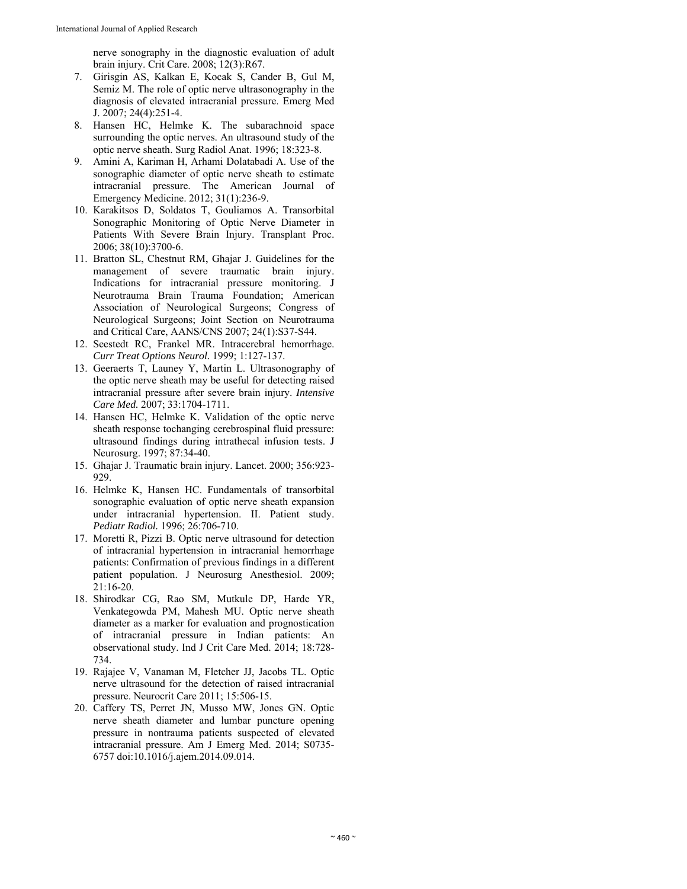nerve sonography in the diagnostic evaluation of adult brain injury. Crit Care. 2008; 12(3):R67.

7. Girisgin AS, Kalkan E, Kocak S, Cander B, Gul M, Semiz M. The role of optic nerve ultrasonography in the diagnosis of elevated intracranial pressure. Emerg Med J. 2007; 24(4):251-4.
8. Hansen HC, Helmke K. The subarachnoid space surrounding the optic nerves. An ultrasound study of the optic nerve sheath. Surg Radiol Anat. 1996; 18:323-8.
9. Amini A, Kariman H, Arhami Dolatabadi A. Use of the sonographic diameter of optic nerve sheath to estimate intracranial pressure. The American Journal of Emergency Medicine. 2012; 31(1):236-9.
10. Karakitsos D, Soldatos T, Gouliamos A. Transorbital Sonographic Monitoring of Optic Nerve Diameter in Patients With Severe Brain Injury. Transplant Proc. 2006; 38(10):3700-6.
11. Bratton SL, Chestnut RM, Ghajar J. Guidelines for the management of severe traumatic brain injury. Indications for intracranial pressure monitoring. J Neurotrauma Brain Trauma Foundation; American Association of Neurological Surgeons; Congress of Neurological Surgeons; Joint Section on Neurotrauma and Critical Care, AANS/CNS 2007; 24(1):S37-S44.
12. Seestedt RC, Frankel MR. Intracerebral hemorrhage. *Curr Treat Options Neurol.* 1999; 1:127-137.
13. Geeraerts T, Launey Y, Martin L. Ultrasonography of the optic nerve sheath may be useful for detecting raised intracranial pressure after severe brain injury. *Intensive Care Med.* 2007; 33:1704-1711.
14. Hansen HC, Helmke K. Validation of the optic nerve sheath response tochanging cerebrospinal fluid pressure: ultrasound findings during intrathecal infusion tests. J Neurosurg. 1997; 87:34-40.
15. Ghajar J. Traumatic brain injury. Lancet. 2000; 356:923-929.
16. Helmke K, Hansen HC. Fundamentals of transorbital sonographic evaluation of optic nerve sheath expansion under intracranial hypertension. II. Patient study. *Pediatr Radiol.* 1996; 26:706-710.
17. Moretti R, Pizzi B. Optic nerve ultrasound for detection of intracranial hypertension in intracranial hemorrhage patients: Confirmation of previous findings in a different patient population. J Neurosurg Anesthesiol. 2009; 21:16-20.
18. Shirodkar CG, Rao SM, Mutkule DP, Harde YR, Venkategowda PM, Mahesh MU. Optic nerve sheath diameter as a marker for evaluation and prognostication of intracranial pressure in Indian patients: An observational study. Ind J Crit Care Med. 2014; 18:728-734.
19. Rajajee V, Vanaman M, Fletcher JJ, Jacobs TL. Optic nerve ultrasound for the detection of raised intracranial pressure. Neurocrit Care 2011; 15:506-15.
20. Caffery TS, Perret JN, Musso MW, Jones GN. Optic nerve sheath diameter and lumbar puncture opening pressure in nontrauma patients suspected of elevated intracranial pressure. Am J Emerg Med. 2014; S0735-6757 doi:10.1016/j.ajem.2014.09.014.